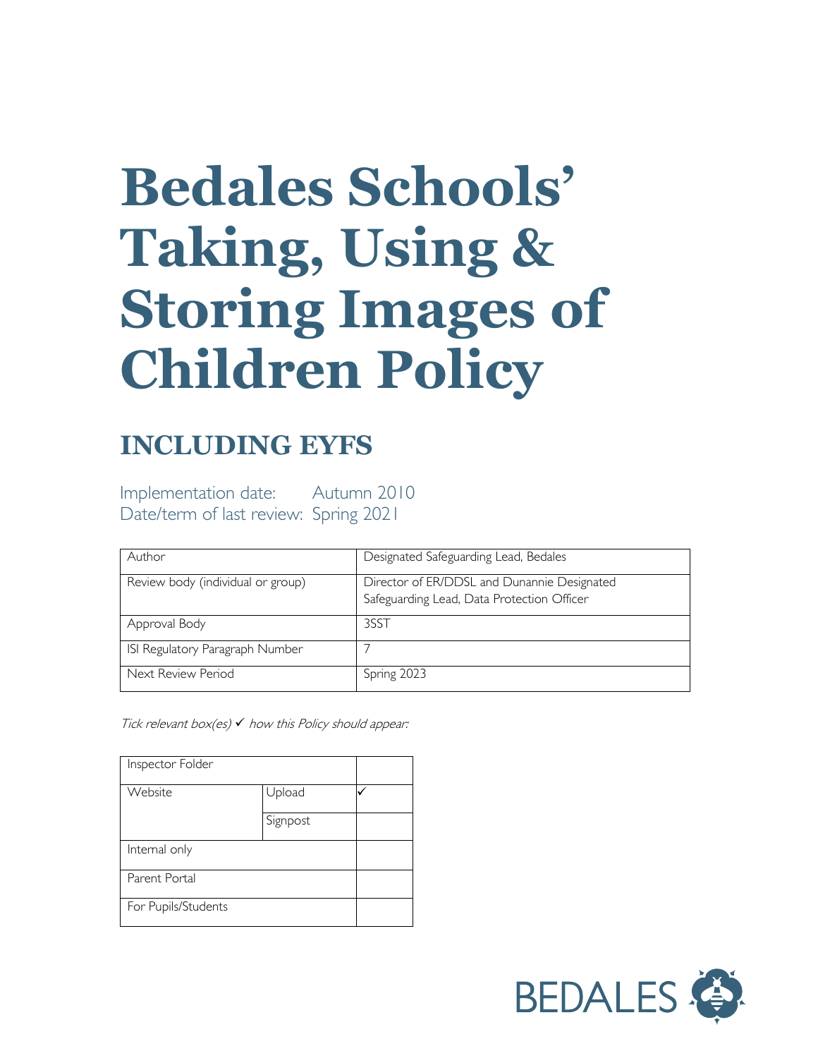# Bedales Schools' Taking, Using & Storing Images of Children Policy

## INCLUDING EYFS

Implementation date: Autumn 2010
Date/term of last review: Spring 2021

| Author | Designated Safeguarding Lead, Bedales |
|---|---|
| Review body (individual or group) | Director of ER/DDSL and Dunannie Designated Safeguarding Lead, Data Protection Officer |
| Approval Body | 3SST |
| ISI Regulatory Paragraph Number | 7 |
| Next Review Period | Spring 2023 |

*Tick relevant box(es) ✓ how this Policy should appear:*

| Inspector Folder | | |
|---|---|---|
| Website | Upload | ✓ |
| | Signpost | |
| Internal only | | |
| Parent Portal | | |
| For Pupils/Students | | |

BEDALES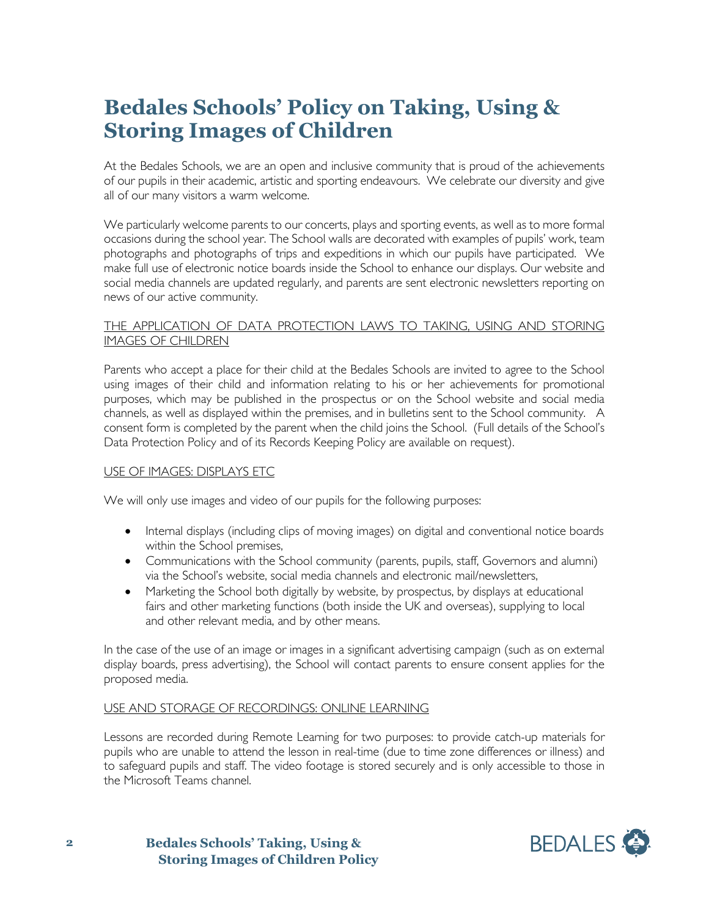# Bedales Schools' Policy on Taking, Using & Storing Images of Children

At the Bedales Schools, we are an open and inclusive community that is proud of the achievements of our pupils in their academic, artistic and sporting endeavours. We celebrate our diversity and give all of our many visitors a warm welcome.

We particularly welcome parents to our concerts, plays and sporting events, as well as to more formal occasions during the school year. The School walls are decorated with examples of pupils' work, team photographs and photographs of trips and expeditions in which our pupils have participated. We make full use of electronic notice boards inside the School to enhance our displays. Our website and social media channels are updated regularly, and parents are sent electronic newsletters reporting on news of our active community.

## THE APPLICATION OF DATA PROTECTION LAWS TO TAKING, USING AND STORING IMAGES OF CHILDREN

Parents who accept a place for their child at the Bedales Schools are invited to agree to the School using images of their child and information relating to his or her achievements for promotional purposes, which may be published in the prospectus or on the School website and social media channels, as well as displayed within the premises, and in bulletins sent to the School community. A consent form is completed by the parent when the child joins the School. (Full details of the School's Data Protection Policy and of its Records Keeping Policy are available on request).

## USE OF IMAGES: DISPLAYS ETC

We will only use images and video of our pupils for the following purposes:

- Internal displays (including clips of moving images) on digital and conventional notice boards within the School premises,
- Communications with the School community (parents, pupils, staff, Governors and alumni) via the School's website, social media channels and electronic mail/newsletters,
- Marketing the School both digitally by website, by prospectus, by displays at educational fairs and other marketing functions (both inside the UK and overseas), supplying to local and other relevant media, and by other means.

In the case of the use of an image or images in a significant advertising campaign (such as on external display boards, press advertising), the School will contact parents to ensure consent applies for the proposed media.

## USE AND STORAGE OF RECORDINGS: ONLINE LEARNING

Lessons are recorded during Remote Learning for two purposes: to provide catch-up materials for pupils who are unable to attend the lesson in real-time (due to time zone differences or illness) and to safeguard pupils and staff. The video footage is stored securely and is only accessible to those in the Microsoft Teams channel.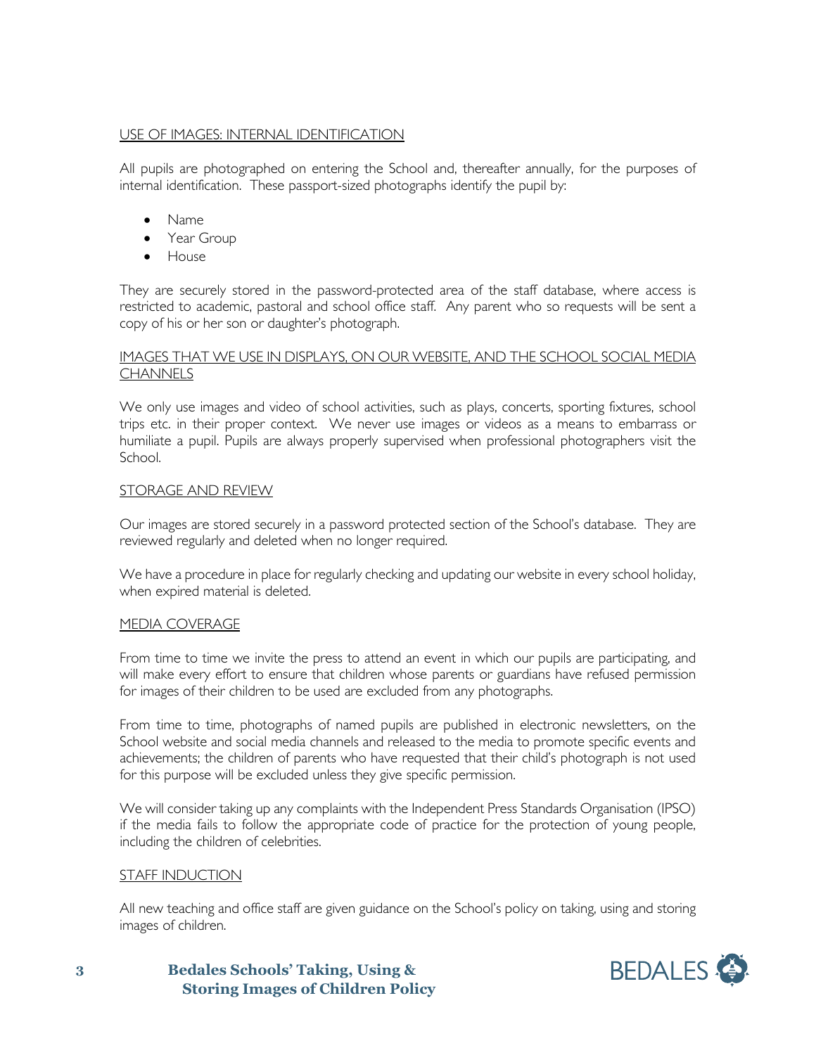## USE OF IMAGES: INTERNAL IDENTIFICATION

All pupils are photographed on entering the School and, thereafter annually, for the purposes of internal identification. These passport-sized photographs identify the pupil by:

- Name
- Year Group
- House

They are securely stored in the password-protected area of the staff database, where access is restricted to academic, pastoral and school office staff. Any parent who so requests will be sent a copy of his or her son or daughter's photograph.

## IMAGES THAT WE USE IN DISPLAYS, ON OUR WEBSITE, AND THE SCHOOL SOCIAL MEDIA CHANNELS

We only use images and video of school activities, such as plays, concerts, sporting fixtures, school trips etc. in their proper context. We never use images or videos as a means to embarrass or humiliate a pupil. Pupils are always properly supervised when professional photographers visit the School.

## STORAGE AND REVIEW

Our images are stored securely in a password protected section of the School's database. They are reviewed regularly and deleted when no longer required.

We have a procedure in place for regularly checking and updating our website in every school holiday, when expired material is deleted.

## MEDIA COVERAGE

From time to time we invite the press to attend an event in which our pupils are participating, and will make every effort to ensure that children whose parents or guardians have refused permission for images of their children to be used are excluded from any photographs.

From time to time, photographs of named pupils are published in electronic newsletters, on the School website and social media channels and released to the media to promote specific events and achievements; the children of parents who have requested that their child's photograph is not used for this purpose will be excluded unless they give specific permission.

We will consider taking up any complaints with the Independent Press Standards Organisation (IPSO) if the media fails to follow the appropriate code of practice for the protection of young people, including the children of celebrities.

## STAFF INDUCTION

All new teaching and office staff are given guidance on the School's policy on taking, using and storing images of children.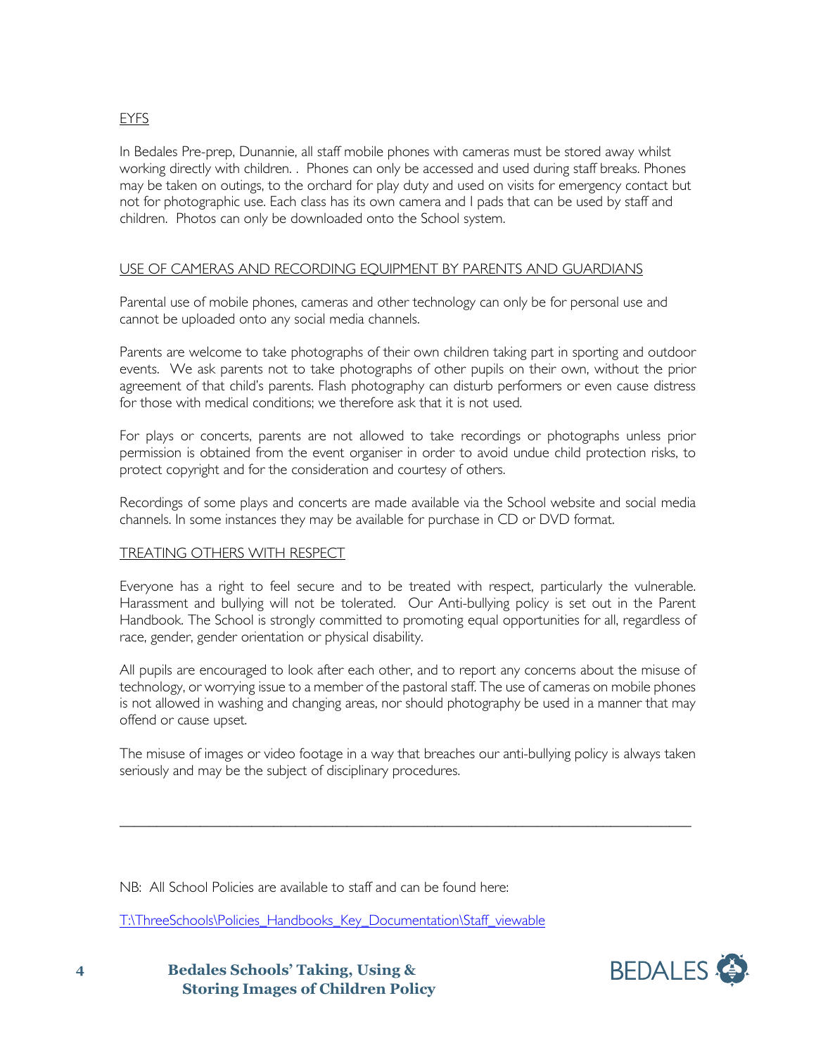## EYFS

In Bedales Pre-prep, Dunannie, all staff mobile phones with cameras must be stored away whilst working directly with children. . Phones can only be accessed and used during staff breaks. Phones may be taken on outings, to the orchard for play duty and used on visits for emergency contact but not for photographic use. Each class has its own camera and I pads that can be used by staff and children. Photos can only be downloaded onto the School system.

## USE OF CAMERAS AND RECORDING EQUIPMENT BY PARENTS AND GUARDIANS

Parental use of mobile phones, cameras and other technology can only be for personal use and cannot be uploaded onto any social media channels.

Parents are welcome to take photographs of their own children taking part in sporting and outdoor events. We ask parents not to take photographs of other pupils on their own, without the prior agreement of that child's parents. Flash photography can disturb performers or even cause distress for those with medical conditions; we therefore ask that it is not used.

For plays or concerts, parents are not allowed to take recordings or photographs unless prior permission is obtained from the event organiser in order to avoid undue child protection risks, to protect copyright and for the consideration and courtesy of others.

Recordings of some plays and concerts are made available via the School website and social media channels. In some instances they may be available for purchase in CD or DVD format.

## TREATING OTHERS WITH RESPECT

Everyone has a right to feel secure and to be treated with respect, particularly the vulnerable. Harassment and bullying will not be tolerated. Our Anti-bullying policy is set out in the Parent Handbook. The School is strongly committed to promoting equal opportunities for all, regardless of race, gender, gender orientation or physical disability.

All pupils are encouraged to look after each other, and to report any concerns about the misuse of technology, or worrying issue to a member of the pastoral staff. The use of cameras on mobile phones is not allowed in washing and changing areas, nor should photography be used in a manner that may offend or cause upset.

The misuse of images or video footage in a way that breaches our anti-bullying policy is always taken seriously and may be the subject of disciplinary procedures.

---

NB: All School Policies are available to staff and can be found here:

T:\ThreeSchools\Policies_Handbooks_Key_Documentation\Staff_viewable